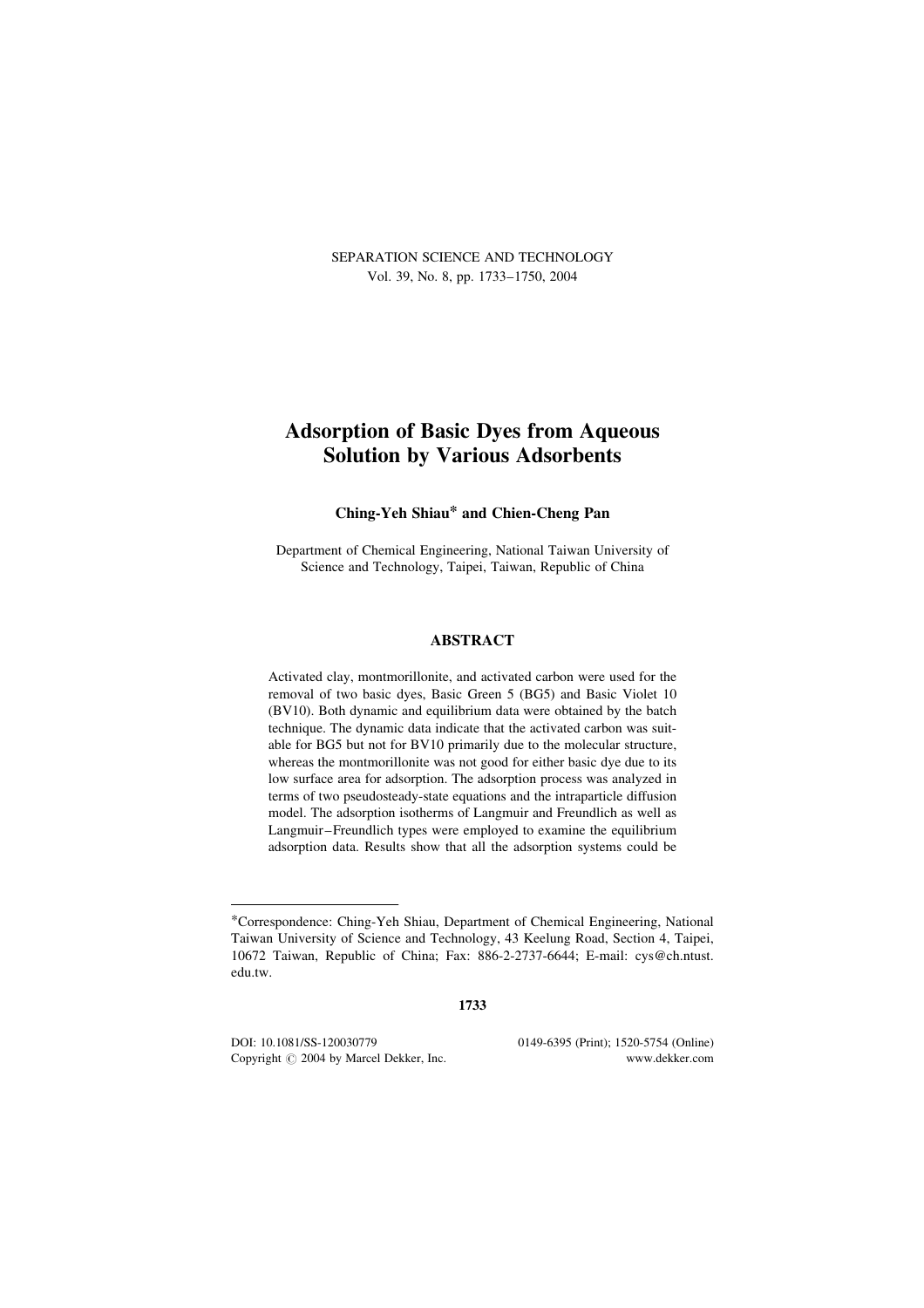# Adsorption of Basic Dyes from Aqueous Solution by Various Adsorbents

**Ching-Yeh Shiau\* and Chien-Cheng Pan**

Department of Chemical Engineering, National Taiwan University of Science and Technology, Taipei, Taiwan, Republic of China

## ABSTRACT

Activated clay, montmorillonite, and activated carbon were used for the removal of two basic dyes, Basic Green 5 (BG5) and Basic Violet 10 (BV10). Both dynamic and equilibrium data were obtained by the batch technique. The dynamic data indicate that the activated carbon was suitable for BG5 but not for BV10 primarily due to the molecular structure, whereas the montmorillonite was not good for either basic dye due to its low surface area for adsorption. The adsorption process was analyzed in terms of two pseudosteady-state equations and the intraparticle diffusion model. The adsorption isotherms of Langmuir and Freundlich as well as Langmuir–Freundlich types were employed to examine the equilibrium adsorption data. Results show that all the adsorption systems could be

---

\*Correspondence: Ching-Yeh Shiau, Department of Chemical Engineering, National Taiwan University of Science and Technology, 43 Keelung Road, Section 4, Taipei, 10672 Taiwan, Republic of China; Fax: 886-2-2737-6644; E-mail: cys@ch.ntust.edu.tw.

DOI: 10.1081/SS-120030779 0149-6395 (Print); 1520-5754 (Online)
Copyright © 2004 by Marcel Dekker, Inc. www.dekker.com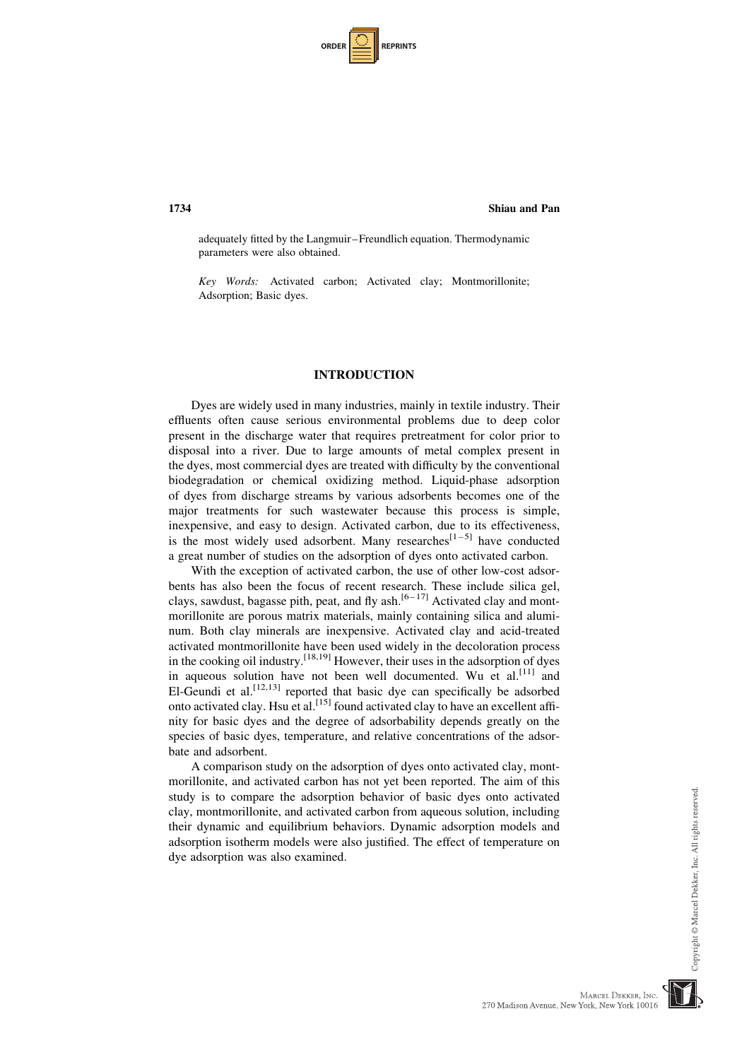adequately fitted by the Langmuir–Freundlich equation. Thermodynamic parameters were also obtained.

*Key Words:* Activated carbon; Activated clay; Montmorillonite; Adsorption; Basic dyes.

## INTRODUCTION

Dyes are widely used in many industries, mainly in textile industry. Their effluents often cause serious environmental problems due to deep color present in the discharge water that requires pretreatment for color prior to disposal into a river. Due to large amounts of metal complex present in the dyes, most commercial dyes are treated with difficulty by the conventional biodegradation or chemical oxidizing method. Liquid-phase adsorption of dyes from discharge streams by various adsorbents becomes one of the major treatments for such wastewater because this process is simple, inexpensive, and easy to design. Activated carbon, due to its effectiveness, is the most widely used adsorbent. Many researches[1–5] have conducted a great number of studies on the adsorption of dyes onto activated carbon.

With the exception of activated carbon, the use of other low-cost adsorbents has also been the focus of recent research. These include silica gel, clays, sawdust, bagasse pith, peat, and fly ash.[6–17] Activated clay and montmorillonite are porous matrix materials, mainly containing silica and aluminum. Both clay minerals are inexpensive. Activated clay and acid-treated activated montmorillonite have been used widely in the decoloration process in the cooking oil industry.[18,19] However, their uses in the adsorption of dyes in aqueous solution have not been well documented. Wu et al.[11] and El-Geundi et al.[12,13] reported that basic dye can specifically be adsorbed onto activated clay. Hsu et al.[15] found activated clay to have an excellent affinity for basic dyes and the degree of adsorbability depends greatly on the species of basic dyes, temperature, and relative concentrations of the adsorbate and adsorbent.

A comparison study on the adsorption of dyes onto activated clay, montmorillonite, and activated carbon has not yet been reported. The aim of this study is to compare the adsorption behavior of basic dyes onto activated clay, montmorillonite, and activated carbon from aqueous solution, including their dynamic and equilibrium behaviors. Dynamic adsorption models and adsorption isotherm models were also justified. The effect of temperature on dye adsorption was also examined.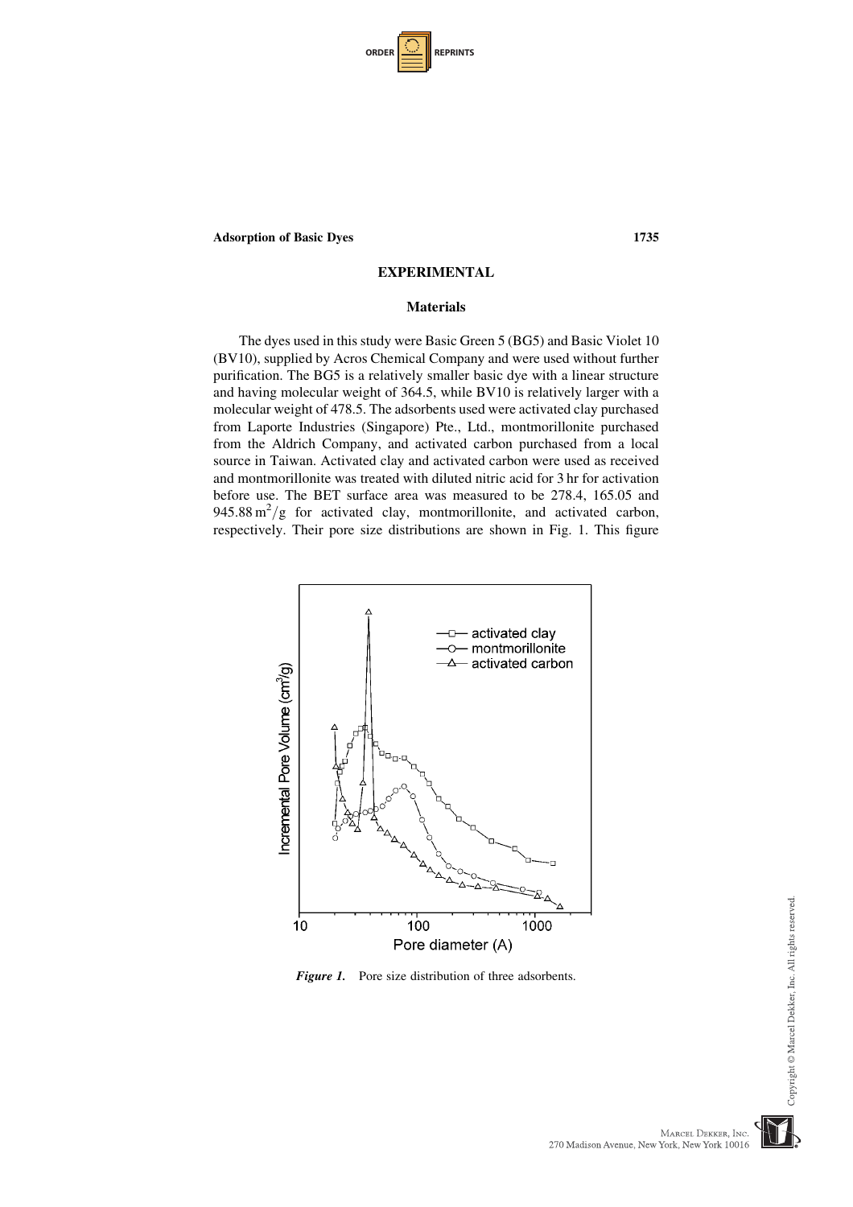## EXPERIMENTAL

### Materials

The dyes used in this study were Basic Green 5 (BG5) and Basic Violet 10 (BV10), supplied by Acros Chemical Company and were used without further purification. The BG5 is a relatively smaller basic dye with a linear structure and having molecular weight of 364.5, while BV10 is relatively larger with a molecular weight of 478.5. The adsorbents used were activated clay purchased from Laporte Industries (Singapore) Pte., Ltd., montmorillonite purchased from the Aldrich Company, and activated carbon purchased from a local source in Taiwan. Activated clay and activated carbon were used as received and montmorillonite was treated with diluted nitric acid for 3 hr for activation before use. The BET surface area was measured to be 278.4, 165.05 and 945.88 $m^2/g$ for activated clay, montmorillonite, and activated carbon, respectively. Their pore size distributions are shown in Fig. 1. This figure

*Figure 1.* Pore size distribution of three adsorbents.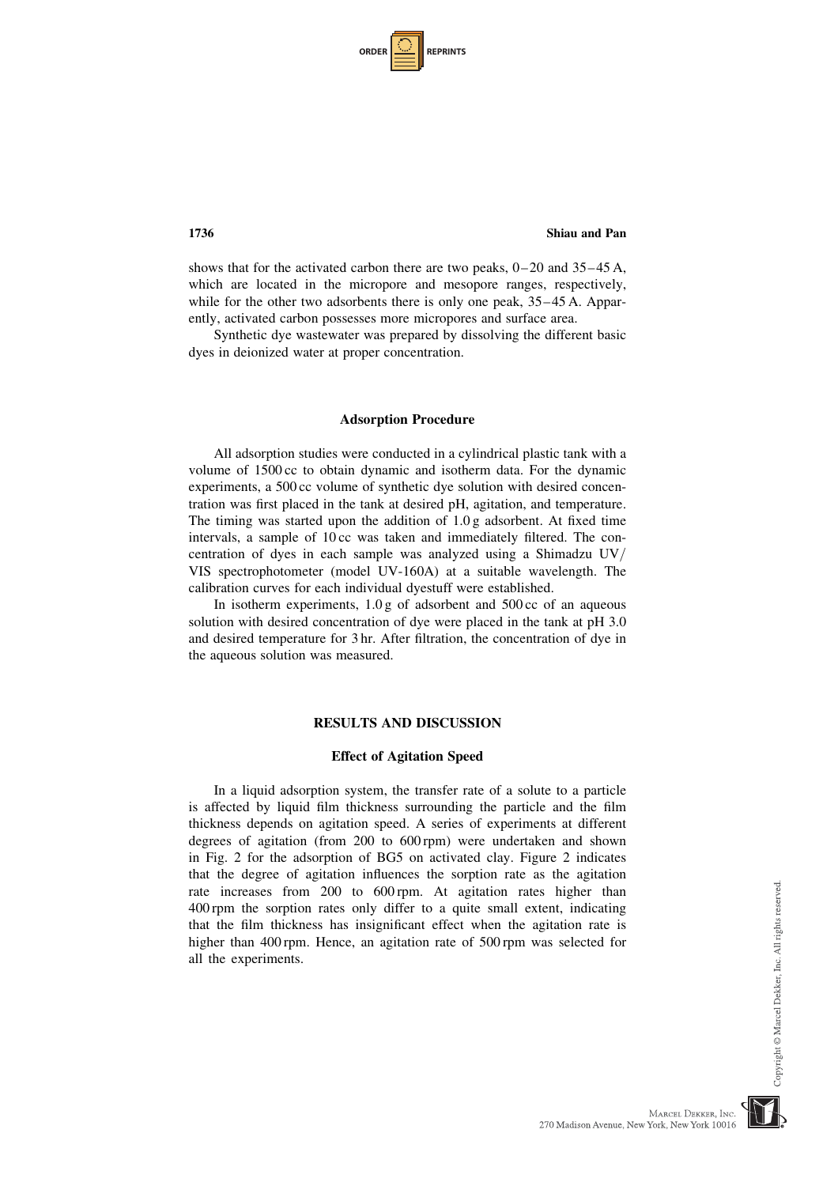shows that for the activated carbon there are two peaks, 0–20 and 35–45 A, which are located in the micropore and mesopore ranges, respectively, while for the other two adsorbents there is only one peak, 35–45 A. Apparently, activated carbon possesses more micropores and surface area.

Synthetic dye wastewater was prepared by dissolving the different basic dyes in deionized water at proper concentration.

### Adsorption Procedure

All adsorption studies were conducted in a cylindrical plastic tank with a volume of 1500 cc to obtain dynamic and isotherm data. For the dynamic experiments, a 500 cc volume of synthetic dye solution with desired concentration was first placed in the tank at desired pH, agitation, and temperature. The timing was started upon the addition of 1.0 g adsorbent. At fixed time intervals, a sample of 10 cc was taken and immediately filtered. The concentration of dyes in each sample was analyzed using a Shimadzu UV/VIS spectrophotometer (model UV-160A) at a suitable wavelength. The calibration curves for each individual dyestuff were established.

In isotherm experiments, 1.0 g of adsorbent and 500 cc of an aqueous solution with desired concentration of dye were placed in the tank at pH 3.0 and desired temperature for 3 hr. After filtration, the concentration of dye in the aqueous solution was measured.

## RESULTS AND DISCUSSION

### Effect of Agitation Speed

In a liquid adsorption system, the transfer rate of a solute to a particle is affected by liquid film thickness surrounding the particle and the film thickness depends on agitation speed. A series of experiments at different degrees of agitation (from 200 to 600 rpm) were undertaken and shown in Fig. 2 for the adsorption of BG5 on activated clay. Figure 2 indicates that the degree of agitation influences the sorption rate as the agitation rate increases from 200 to 600 rpm. At agitation rates higher than 400 rpm the sorption rates only differ to a quite small extent, indicating that the film thickness has insignificant effect when the agitation rate is higher than 400 rpm. Hence, an agitation rate of 500 rpm was selected for all the experiments.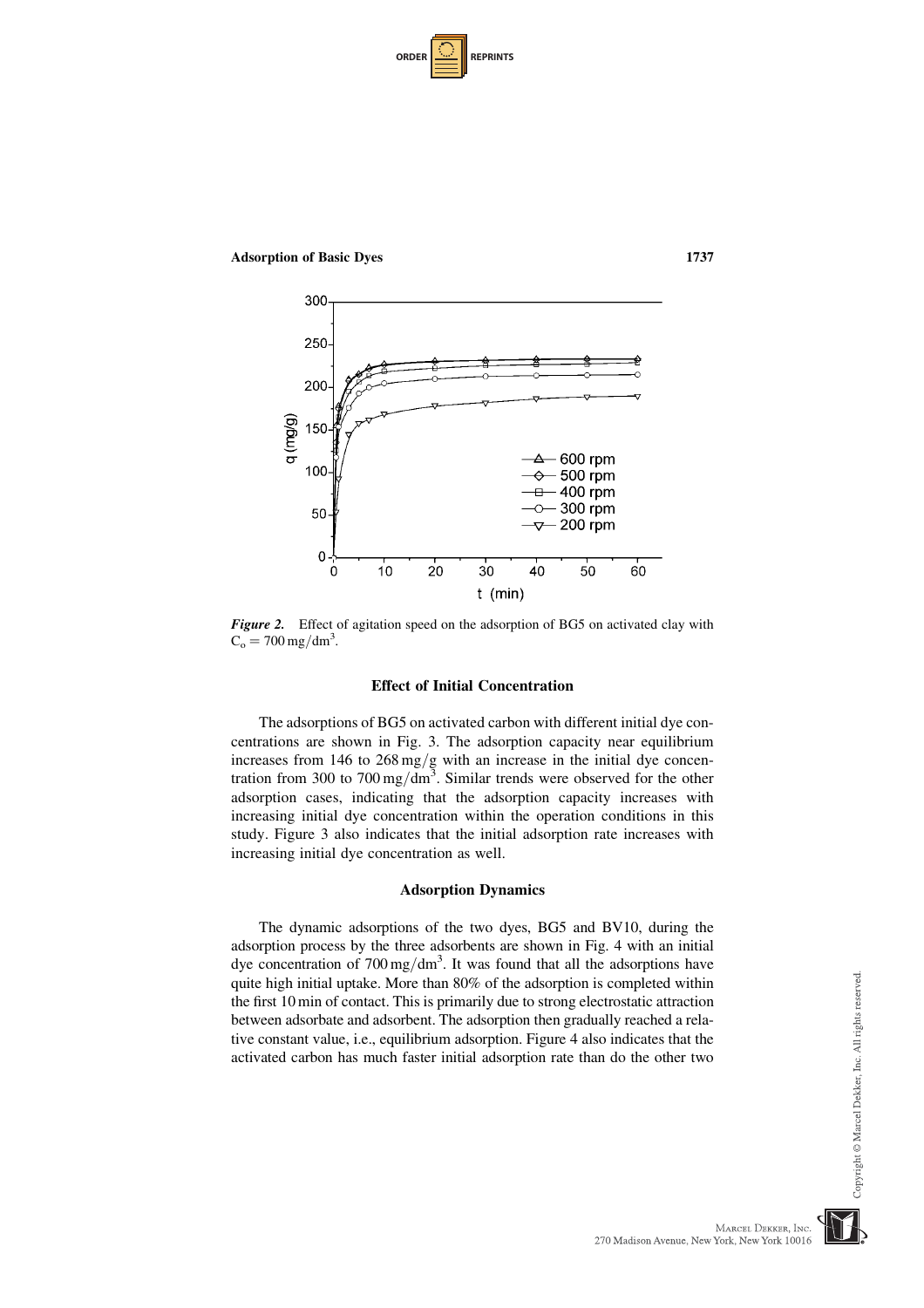*Figure 2.* Effect of agitation speed on the adsorption of BG5 on activated clay with $C_o = 700\,mg/dm^3$.

### Effect of Initial Concentration

The adsorptions of BG5 on activated carbon with different initial dye concentrations are shown in Fig. 3. The adsorption capacity near equilibrium increases from 146 to $268\,mg/g$ with an increase in the initial dye concentration from 300 to $700\,mg/dm^3$. Similar trends were observed for the other adsorption cases, indicating that the adsorption capacity increases with increasing initial dye concentration within the operation conditions in this study. Figure 3 also indicates that the initial adsorption rate increases with increasing initial dye concentration as well.

### Adsorption Dynamics

The dynamic adsorptions of the two dyes, BG5 and BV10, during the adsorption process by the three adsorbents are shown in Fig. 4 with an initial dye concentration of $700\,mg/dm^3$. It was found that all the adsorptions have quite high initial uptake. More than 80% of the adsorption is completed within the first 10 min of contact. This is primarily due to strong electrostatic attraction between adsorbate and adsorbent. The adsorption then gradually reached a relative constant value, i.e., equilibrium adsorption. Figure 4 also indicates that the activated carbon has much faster initial adsorption rate than do the other two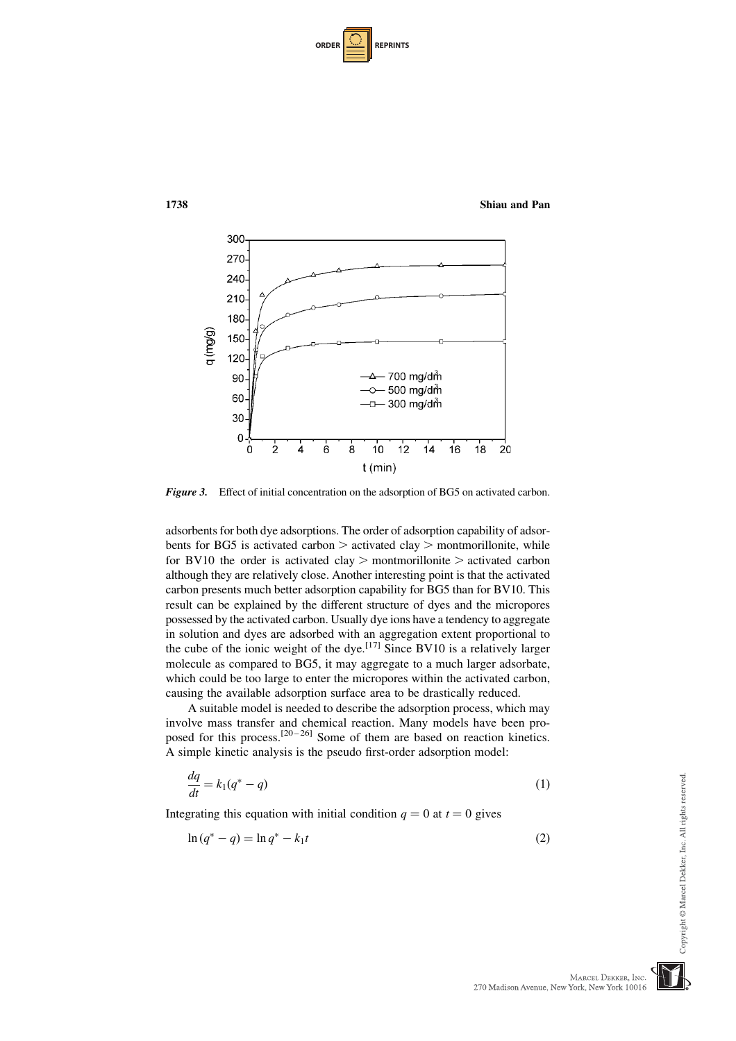*Figure 3.* Effect of initial concentration on the adsorption of BG5 on activated carbon.

adsorbents for both dye adsorptions. The order of adsorption capability of adsorbents for BG5 is activated carbon > activated clay > montmorillonite, while for BV10 the order is activated clay > montmorillonite > activated carbon although they are relatively close. Another interesting point is that the activated carbon presents much better adsorption capability for BG5 than for BV10. This result can be explained by the different structure of dyes and the micropores possessed by the activated carbon. Usually dye ions have a tendency to aggregate in solution and dyes are adsorbed with an aggregation extent proportional to the cube of the ionic weight of the dye.[17] Since BV10 is a relatively larger molecule as compared to BG5, it may aggregate to a much larger adsorbate, which could be too large to enter the micropores within the activated carbon, causing the available adsorption surface area to be drastically reduced.

A suitable model is needed to describe the adsorption process, which may involve mass transfer and chemical reaction. Many models have been proposed for this process.[20–26] Some of them are based on reaction kinetics. A simple kinetic analysis is the pseudo first-order adsorption model:

$$\frac{dq}{dt} = k_1(q^* - q) \tag{1}$$

Integrating this equation with initial condition $q = 0$ at $t = 0$ gives

$$\ln(q^* - q) = \ln q^* - k_1 t \tag{2}$$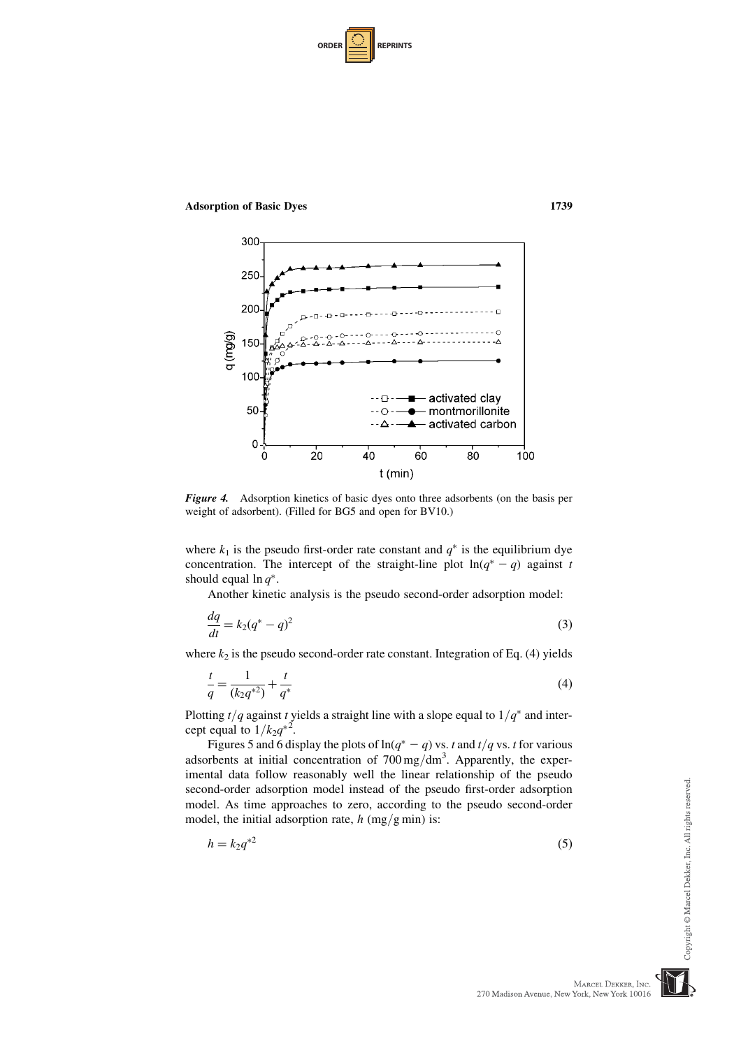*Figure 4.* Adsorption kinetics of basic dyes onto three adsorbents (on the basis per weight of adsorbent). (Filled for BG5 and open for BV10.)

where $k_1$ is the pseudo first-order rate constant and $q^*$ is the equilibrium dye concentration. The intercept of the straight-line plot $\ln(q^* - q)$ against $t$ should equal $\ln q^*$.

Another kinetic analysis is the pseudo second-order adsorption model:

$$\frac{dq}{dt} = k_2(q^* - q)^2 \tag{3}$$

where $k_2$ is the pseudo second-order rate constant. Integration of Eq. (4) yields

$$\frac{t}{q} = \frac{1}{(k_2 q^{*2})} + \frac{t}{q^*} \tag{4}$$

Plotting $t/q$ against $t$ yields a straight line with a slope equal to $1/q^*$ and intercept equal to $1/k_2 q^{*2}$.

Figures 5 and 6 display the plots of $\ln(q^* - q)$ vs. $t$ and $t/q$ vs. $t$ for various adsorbents at initial concentration of $700\,\mathrm{mg/dm^3}$. Apparently, the experimental data follow reasonably well the linear relationship of the pseudo second-order adsorption model instead of the pseudo first-order adsorption model. As time approaches to zero, according to the pseudo second-order model, the initial adsorption rate, $h$ (mg/g min) is:

$$h = k_2 q^{*2} \tag{5}$$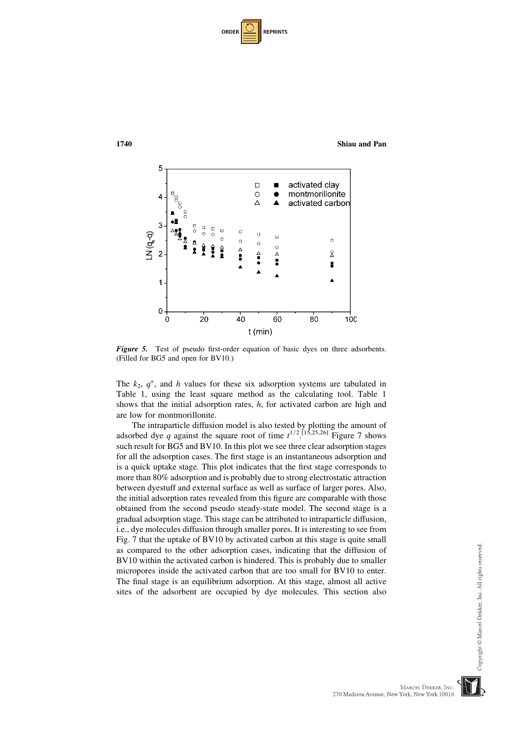*Figure 5.* Test of pseudo first-order equation of basic dyes on three adsorbents. (Filled for BG5 and open for BV10.)

The $k_2$, $q^*$, and $h$ values for these six adsorption systems are tabulated in Table 1, using the least square method as the calculating tool. Table 1 shows that the initial adsorption rates, $h$, for activated carbon are high and are low for montmorillonite.

The intraparticle diffusion model is also tested by plotting the amount of adsorbed dye $q$ against the square root of time $t^{1/2}$.[15,25,26] Figure 7 shows such result for BG5 and BV10. In this plot we see three clear adsorption stages for all the adsorption cases. The first stage is an instantaneous adsorption and is a quick uptake stage. This plot indicates that the first stage corresponds to more than 80% adsorption and is probably due to strong electrostatic attraction between dyestuff and external surface as well as surface of larger pores. Also, the initial adsorption rates revealed from this figure are comparable with those obtained from the second pseudo steady-state model. The second stage is a gradual adsorption stage. This stage can be attributed to intraparticle diffusion, i.e., dye molecules diffusion through smaller pores. It is interesting to see from Fig. 7 that the uptake of BV10 by activated carbon at this stage is quite small as compared to the other adsorption cases, indicating that the diffusion of BV10 within the activated carbon is hindered. This is probably due to smaller micropores inside the activated carbon that are too small for BV10 to enter. The final stage is an equilibrium adsorption. At this stage, almost all active sites of the adsorbent are occupied by dye molecules. This section also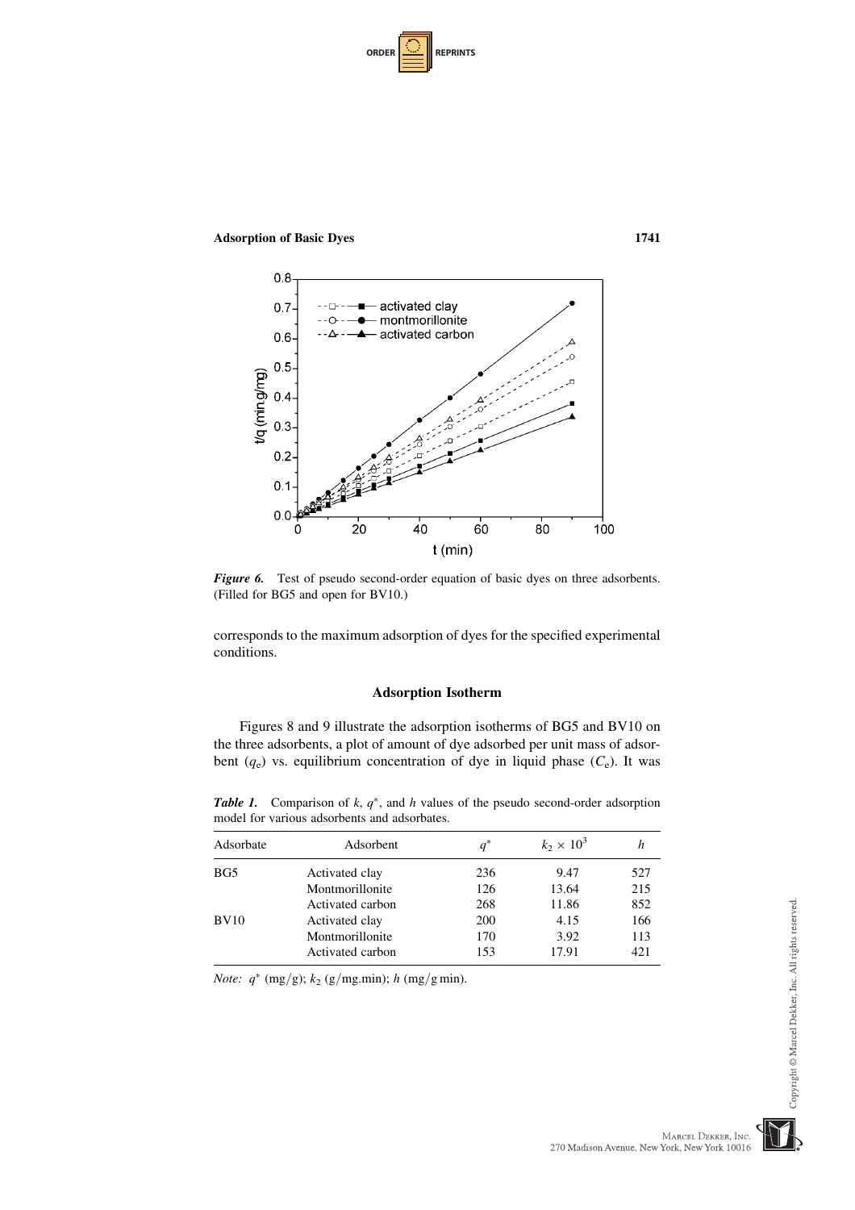*Figure 6.* Test of pseudo second-order equation of basic dyes on three adsorbents. (Filled for BG5 and open for BV10.)

corresponds to the maximum adsorption of dyes for the specified experimental conditions.

### Adsorption Isotherm

Figures 8 and 9 illustrate the adsorption isotherms of BG5 and BV10 on the three adsorbents, a plot of amount of dye adsorbed per unit mass of adsorbent ($q_e$) vs. equilibrium concentration of dye in liquid phase ($C_e$). It was

*Table 1.* Comparison of $k$, $q^*$, and $h$ values of the pseudo second-order adsorption model for various adsorbents and adsorbates.

| Adsorbate | Adsorbent | $q^*$ | $k_2 \times 10^3$ | $h$ |
|---|---|---|---|---|
| BG5 | Activated clay | 236 | 9.47 | 527 |
| | Montmorillonite | 126 | 13.64 | 215 |
| | Activated carbon | 268 | 11.86 | 852 |
| BV10 | Activated clay | 200 | 4.15 | 166 |
| | Montmorillonite | 170 | 3.92 | 113 |
| | Activated carbon | 153 | 17.91 | 421 |

*Note:* $q^*$ (mg/g); $k_2$ (g/mg.min); $h$ (mg/g min).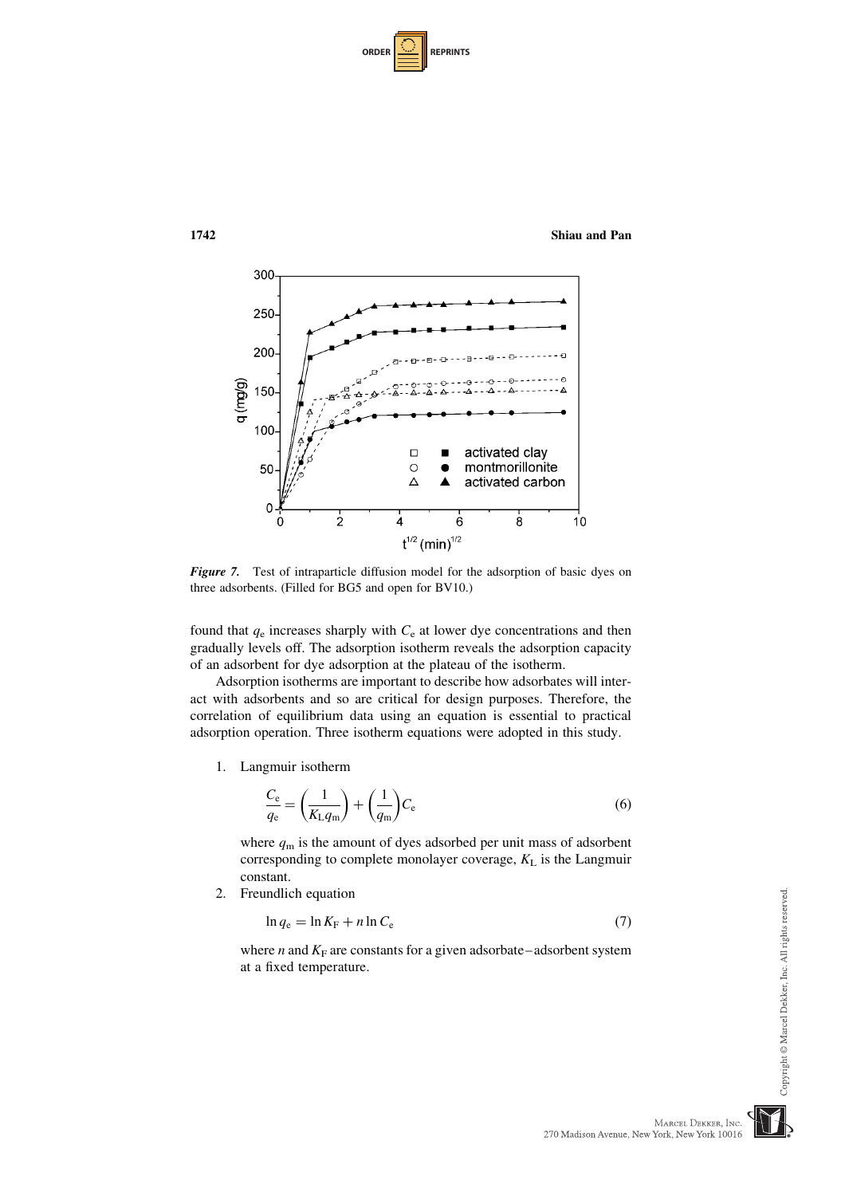*Figure 7.* Test of intraparticle diffusion model for the adsorption of basic dyes on three adsorbents. (Filled for BG5 and open for BV10.)

found that $q_e$ increases sharply with $C_e$ at lower dye concentrations and then gradually levels off. The adsorption isotherm reveals the adsorption capacity of an adsorbent for dye adsorption at the plateau of the isotherm.

Adsorption isotherms are important to describe how adsorbates will interact with adsorbents and so are critical for design purposes. Therefore, the correlation of equilibrium data using an equation is essential to practical adsorption operation. Three isotherm equations were adopted in this study.

1. Langmuir isotherm

$$\frac{C_e}{q_e} = \left(\frac{1}{K_L q_m}\right) + \left(\frac{1}{q_m}\right) C_e \tag{6}$$

   where $q_m$ is the amount of dyes adsorbed per unit mass of adsorbent corresponding to complete monolayer coverage, $K_L$ is the Langmuir constant.

2. Freundlich equation

$$\ln q_e = \ln K_F + n \ln C_e \tag{7}$$

   where $n$ and $K_F$ are constants for a given adsorbate–adsorbent system at a fixed temperature.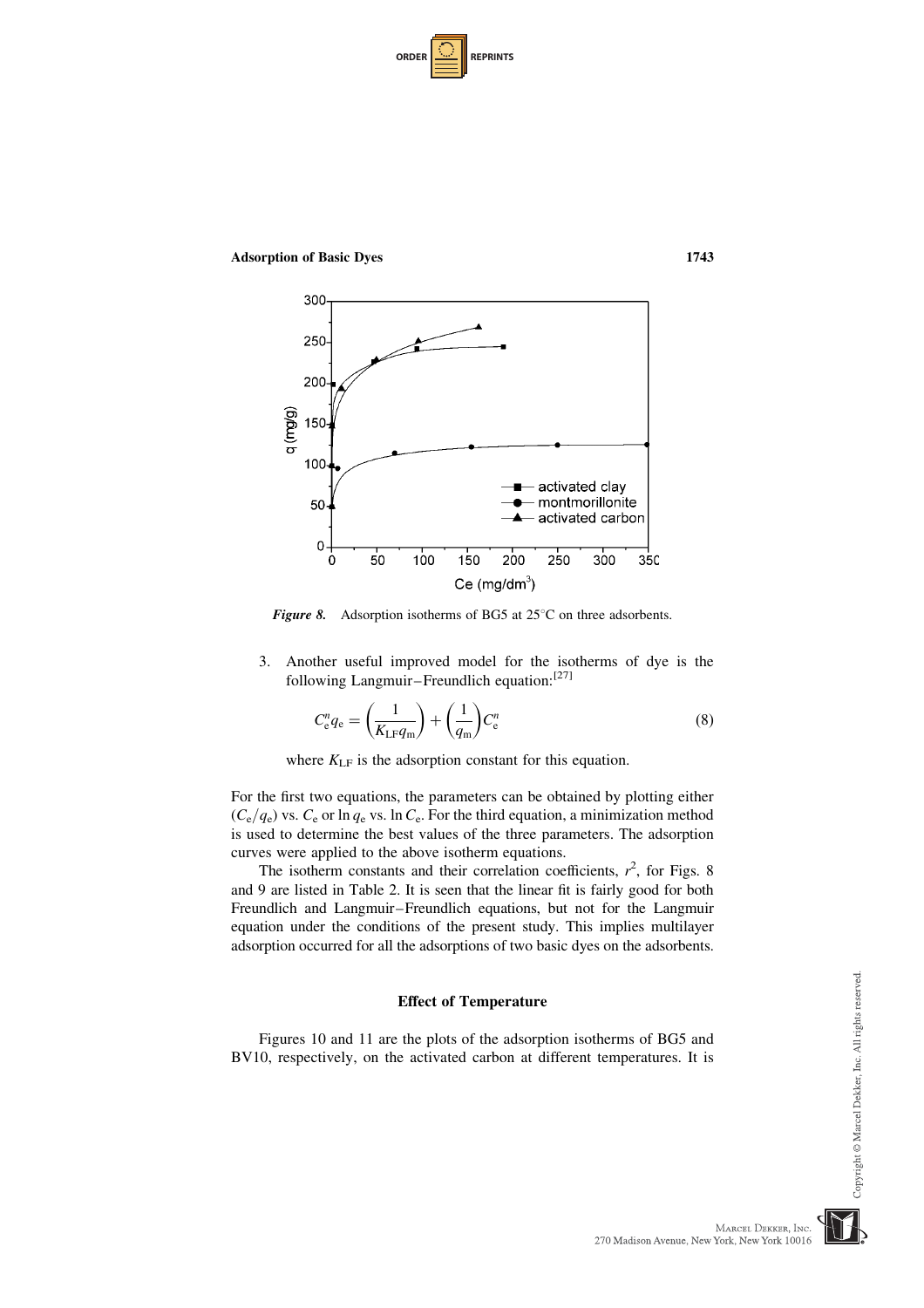*Figure 8.* Adsorption isotherms of BG5 at 25°C on three adsorbents.

3. Another useful improved model for the isotherms of dye is the following Langmuir–Freundlich equation:[27]

$$C_e^n q_e = \left(\frac{1}{K_{LF} q_m}\right) + \left(\frac{1}{q_m}\right) C_e^n \tag{8}$$

where $K_{LF}$ is the adsorption constant for this equation.

For the first two equations, the parameters can be obtained by plotting either $(C_e/q_e)$ vs. $C_e$ or $\ln q_e$ vs. $\ln C_e$. For the third equation, a minimization method is used to determine the best values of the three parameters. The adsorption curves were applied to the above isotherm equations.

The isotherm constants and their correlation coefficients, $r^2$, for Figs. 8 and 9 are listed in Table 2. It is seen that the linear fit is fairly good for both Freundlich and Langmuir–Freundlich equations, but not for the Langmuir equation under the conditions of the present study. This implies multilayer adsorption occurred for all the adsorptions of two basic dyes on the adsorbents.

## Effect of Temperature

Figures 10 and 11 are the plots of the adsorption isotherms of BG5 and BV10, respectively, on the activated carbon at different temperatures. It is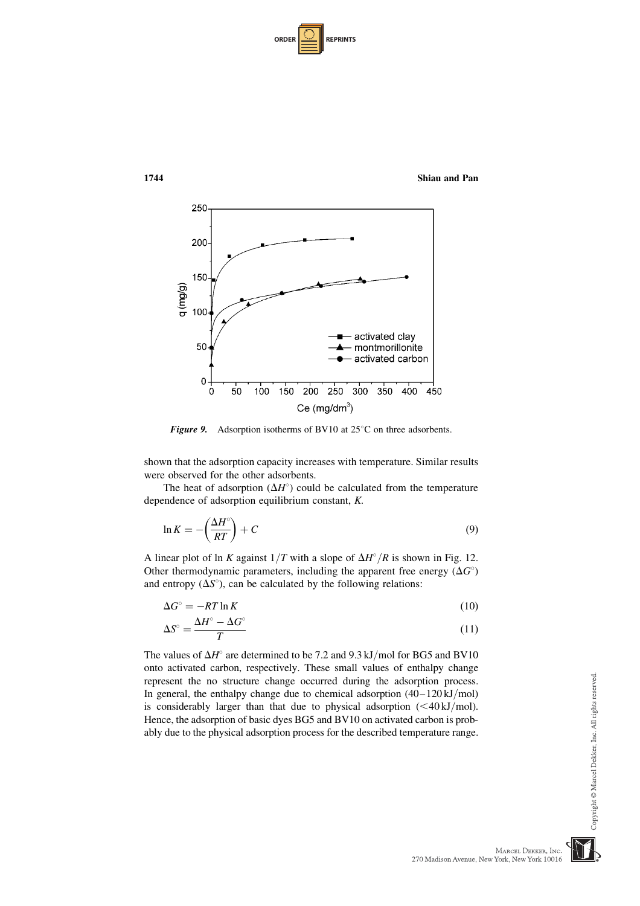*Figure 9.* Adsorption isotherms of BV10 at 25°C on three adsorbents.

shown that the adsorption capacity increases with temperature. Similar results were observed for the other adsorbents.

The heat of adsorption ($\Delta H^\circ$) could be calculated from the temperature dependence of adsorption equilibrium constant, $K$.

$$\ln K = -\left(\frac{\Delta H^\circ}{RT}\right) + C \tag{9}$$

A linear plot of ln $K$ against $1/T$ with a slope of $\Delta H^\circ/R$ is shown in Fig. 12. Other thermodynamic parameters, including the apparent free energy ($\Delta G^\circ$) and entropy ($\Delta S^\circ$), can be calculated by the following relations:

$$\Delta G^\circ = -RT \ln K \tag{10}$$

$$\Delta S^\circ = \frac{\Delta H^\circ - \Delta G^\circ}{T} \tag{11}$$

The values of $\Delta H^\circ$ are determined to be 7.2 and 9.3 kJ/mol for BG5 and BV10 onto activated carbon, respectively. These small values of enthalpy change represent the no structure change occurred during the adsorption process. In general, the enthalpy change due to chemical adsorption (40–120 kJ/mol) is considerably larger than that due to physical adsorption (<40 kJ/mol). Hence, the adsorption of basic dyes BG5 and BV10 on activated carbon is probably due to the physical adsorption process for the described temperature range.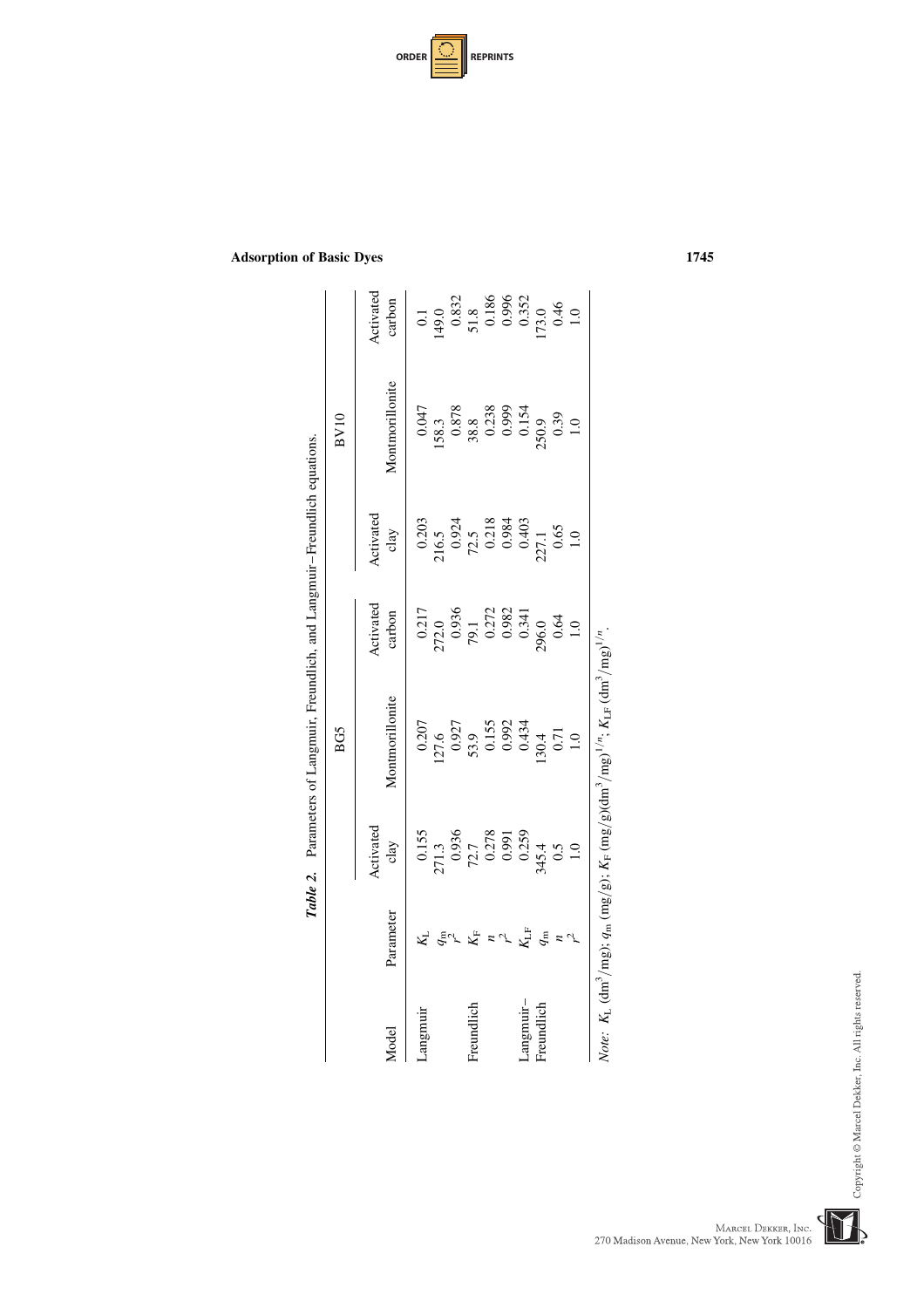*Table 2.* Parameters of Langmuir, Freundlich, and Langmuir–Freundlich equations.

| Model | Parameter | BG5 | | | BV10 | | |
|---|---|---|---|---|---|---|---|
| | | Activated clay | Montmorillonite | Activated carbon | Activated clay | Montmorillonite | Activated carbon |
| Langmuir | $K_L$ | 0.155 | 0.207 | 0.217 | 0.203 | 0.047 | 0.1 |
| | $q_m$ | 271.3 | 127.6 | 272.0 | 216.5 | 158.3 | 149.0 |
| | $r^2$ | 0.936 | 0.927 | 0.936 | 0.924 | 0.878 | 0.832 |
| Freundlich | $K_F$ | 72.7 | 53.9 | 79.1 | 72.5 | 38.8 | 51.8 |
| | $n$ | 0.278 | 0.155 | 0.272 | 0.218 | 0.238 | 0.186 |
| | $r^2$ | 0.991 | 0.992 | 0.982 | 0.984 | 0.999 | 0.996 |
| Langmuir–Freundlich | $K_{LF}$ | 0.259 | 0.434 | 0.341 | 0.403 | 0.154 | 0.352 |
| | $q_m$ | 345.4 | 130.4 | 296.0 | 227.1 | 250.9 | 173.0 |
| | $n$ | 0.5 | 0.71 | 0.64 | 0.65 | 0.39 | 0.46 |
| | $r^2$ | 1.0 | 1.0 | 1.0 | 1.0 | 1.0 | 1.0 |

*Note:* $K_L$ $(dm^3/mg)$; $q_m$ $(mg/g)$; $K_F$ $(mg/g)(dm^3/mg)^{1/n}$; $K_{LF}$ $(dm^3/mg)^{1/n}$.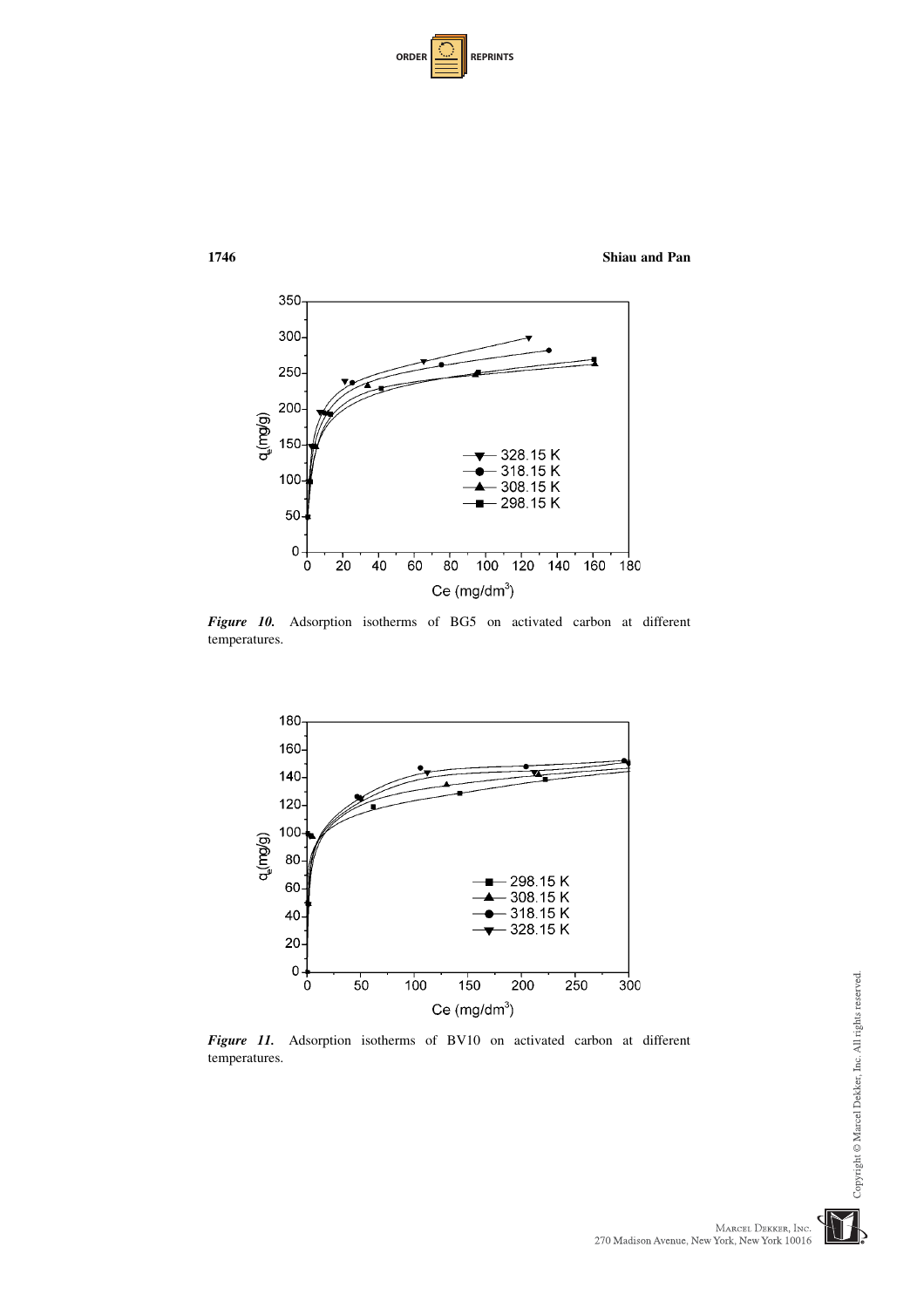*Figure 10.* Adsorption isotherms of BG5 on activated carbon at different temperatures.

*Figure 11.* Adsorption isotherms of BV10 on activated carbon at different temperatures.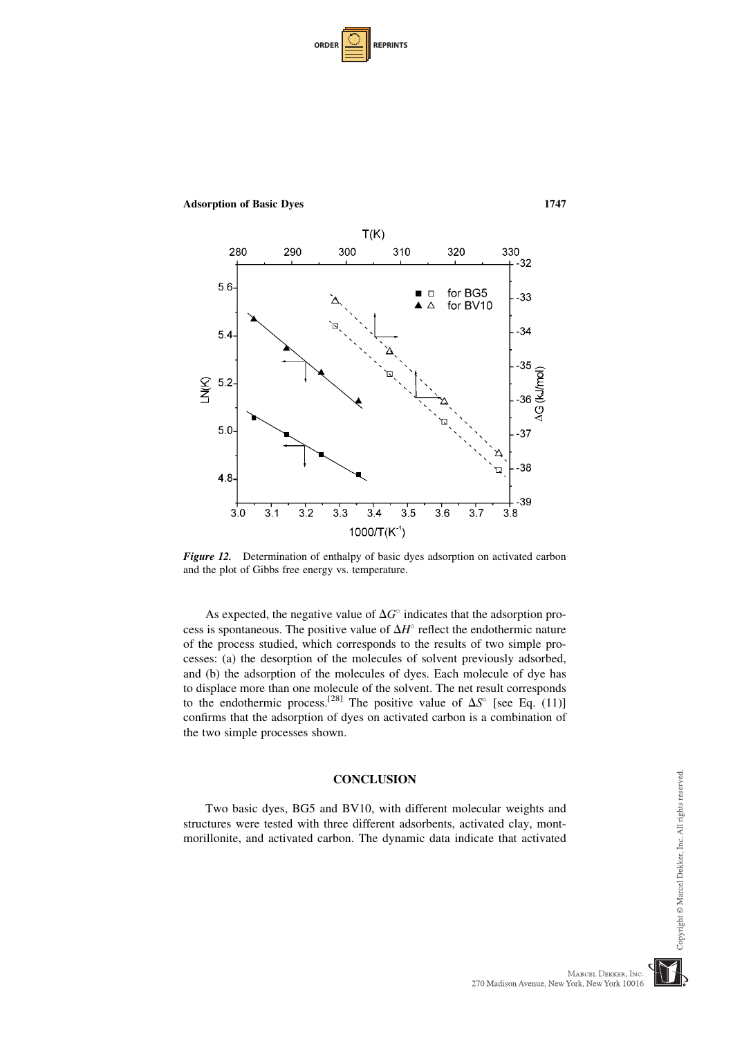*Figure 12.* Determination of enthalpy of basic dyes adsorption on activated carbon and the plot of Gibbs free energy vs. temperature.

As expected, the negative value of $\Delta G^{\circ}$ indicates that the adsorption process is spontaneous. The positive value of $\Delta H^{\circ}$ reflect the endothermic nature of the process studied, which corresponds to the results of two simple processes: (a) the desorption of the molecules of solvent previously adsorbed, and (b) the adsorption of the molecules of dyes. Each molecule of dye has to displace more than one molecule of the solvent. The net result corresponds to the endothermic process.[28] The positive value of $\Delta S^{\circ}$ [see Eq. (11)] confirms that the adsorption of dyes on activated carbon is a combination of the two simple processes shown.

## CONCLUSION

Two basic dyes, BG5 and BV10, with different molecular weights and structures were tested with three different adsorbents, activated clay, montmorillonite, and activated carbon. The dynamic data indicate that activated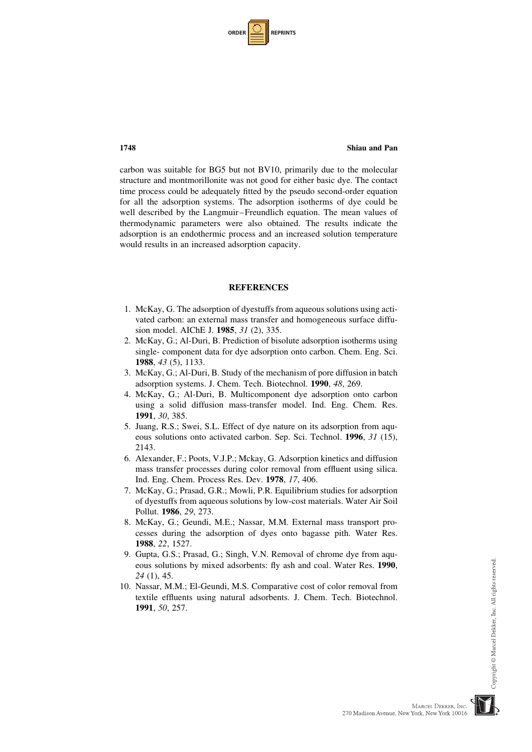carbon was suitable for BG5 but not BV10, primarily due to the molecular structure and montmorillonite was not good for either basic dye. The contact time process could be adequately fitted by the pseudo second-order equation for all the adsorption systems. The adsorption isotherms of dye could be well described by the Langmuir–Freundlich equation. The mean values of thermodynamic parameters were also obtained. The results indicate the adsorption is an endothermic process and an increased solution temperature would results in an increased adsorption capacity.

## REFERENCES

1. McKay, G. The adsorption of dyestuffs from aqueous solutions using activated carbon: an external mass transfer and homogeneous surface diffusion model. AIChE J. **1985**, *31* (2), 335.
2. McKay, G.; Al-Duri, B. Prediction of bisolute adsorption isotherms using single- component data for dye adsorption onto carbon. Chem. Eng. Sci. **1988**, *43* (5), 1133.
3. McKay, G.; Al-Duri, B. Study of the mechanism of pore diffusion in batch adsorption systems. J. Chem. Tech. Biotechnol. **1990**, *48*, 269.
4. McKay, G.; Al-Duri, B. Multicomponent dye adsorption onto carbon using a solid diffusion mass-transfer model. Ind. Eng. Chem. Res. **1991**, *30*, 385.
5. Juang, R.S.; Swei, S.L. Effect of dye nature on its adsorption from aqueous solutions onto activated carbon. Sep. Sci. Technol. **1996**, *31* (15), 2143.
6. Alexander, F.; Poots, V.J.P.; Mckay, G. Adsorption kinetics and diffusion mass transfer processes during color removal from effluent using silica. Ind. Eng. Chem. Process Res. Dev. **1978**, *17*, 406.
7. McKay, G.; Prasad, G.R.; Mowli, P.R. Equilibrium studies for adsorption of dyestuffs from aqueous solutions by low-cost materials. Water Air Soil Pollut. **1986**, *29*, 273.
8. McKay, G.; Geundi, M.E.; Nassar, M.M. External mass transport processes during the adsorption of dyes onto bagasse pith. Water Res. **1988**, *22*, 1527.
9. Gupta, G.S.; Prasad, G.; Singh, V.N. Removal of chrome dye from aqueous solutions by mixed adsorbents: fly ash and coal. Water Res. **1990**, *24* (1), 45.
10. Nassar, M.M.; El-Geundi, M.S. Comparative cost of color removal from textile effluents using natural adsorbents. J. Chem. Tech. Biotechnol. **1991**, *50*, 257.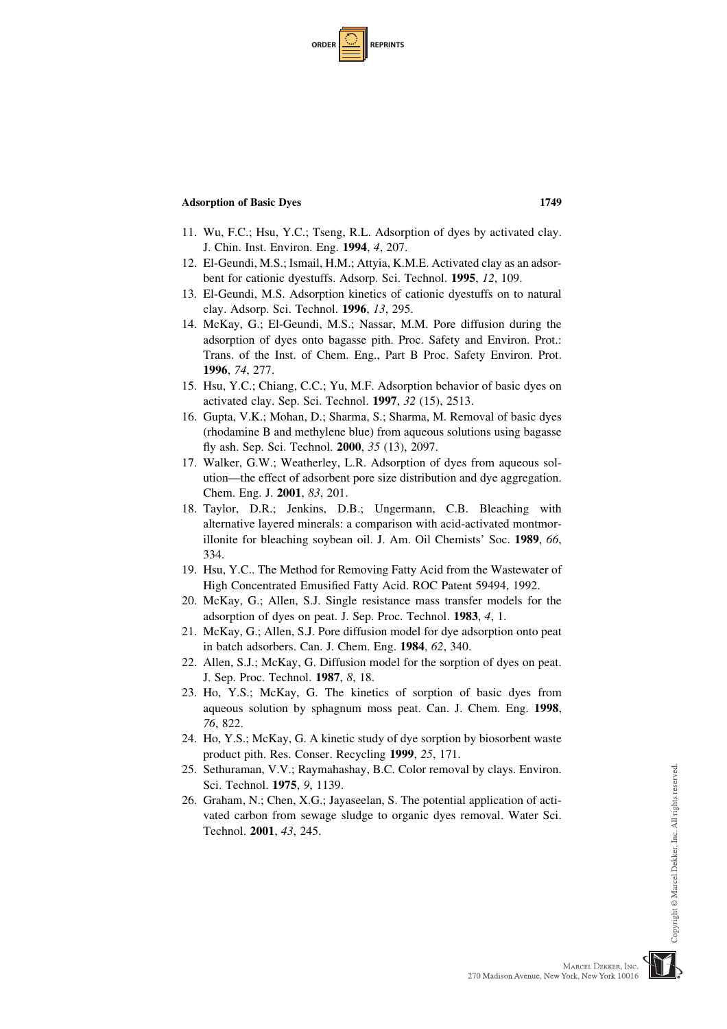11. Wu, F.C.; Hsu, Y.C.; Tseng, R.L. Adsorption of dyes by activated clay. J. Chin. Inst. Environ. Eng. **1994**, *4*, 207.
12. El-Geundi, M.S.; Ismail, H.M.; Attyia, K.M.E. Activated clay as an adsorbent for cationic dyestuffs. Adsorp. Sci. Technol. **1995**, *12*, 109.
13. El-Geundi, M.S. Adsorption kinetics of cationic dyestuffs on to natural clay. Adsorp. Sci. Technol. **1996**, *13*, 295.
14. McKay, G.; El-Geundi, M.S.; Nassar, M.M. Pore diffusion during the adsorption of dyes onto bagasse pith. Proc. Safety and Environ. Prot.: Trans. of the Inst. of Chem. Eng., Part B Proc. Safety Environ. Prot. **1996**, *74*, 277.
15. Hsu, Y.C.; Chiang, C.C.; Yu, M.F. Adsorption behavior of basic dyes on activated clay. Sep. Sci. Technol. **1997**, *32* (15), 2513.
16. Gupta, V.K.; Mohan, D.; Sharma, S.; Sharma, M. Removal of basic dyes (rhodamine B and methylene blue) from aqueous solutions using bagasse fly ash. Sep. Sci. Technol. **2000**, *35* (13), 2097.
17. Walker, G.W.; Weatherley, L.R. Adsorption of dyes from aqueous solution—the effect of adsorbent pore size distribution and dye aggregation. Chem. Eng. J. **2001**, *83*, 201.
18. Taylor, D.R.; Jenkins, D.B.; Ungermann, C.B. Bleaching with alternative layered minerals: a comparison with acid-activated montmorillonite for bleaching soybean oil. J. Am. Oil Chemists' Soc. **1989**, *66*, 334.
19. Hsu, Y.C.. The Method for Removing Fatty Acid from the Wastewater of High Concentrated Emusified Fatty Acid. ROC Patent 59494, 1992.
20. McKay, G.; Allen, S.J. Single resistance mass transfer models for the adsorption of dyes on peat. J. Sep. Proc. Technol. **1983**, *4*, 1.
21. McKay, G.; Allen, S.J. Pore diffusion model for dye adsorption onto peat in batch adsorbers. Can. J. Chem. Eng. **1984**, *62*, 340.
22. Allen, S.J.; McKay, G. Diffusion model for the sorption of dyes on peat. J. Sep. Proc. Technol. **1987**, *8*, 18.
23. Ho, Y.S.; McKay, G. The kinetics of sorption of basic dyes from aqueous solution by sphagnum moss peat. Can. J. Chem. Eng. **1998**, *76*, 822.
24. Ho, Y.S.; McKay, G. A kinetic study of dye sorption by biosorbent waste product pith. Res. Conser. Recycling **1999**, *25*, 171.
25. Sethuraman, V.V.; Raymahashay, B.C. Color removal by clays. Environ. Sci. Technol. **1975**, *9*, 1139.
26. Graham, N.; Chen, X.G.; Jayaseelan, S. The potential application of activated carbon from sewage sludge to organic dyes removal. Water Sci. Technol. **2001**, *43*, 245.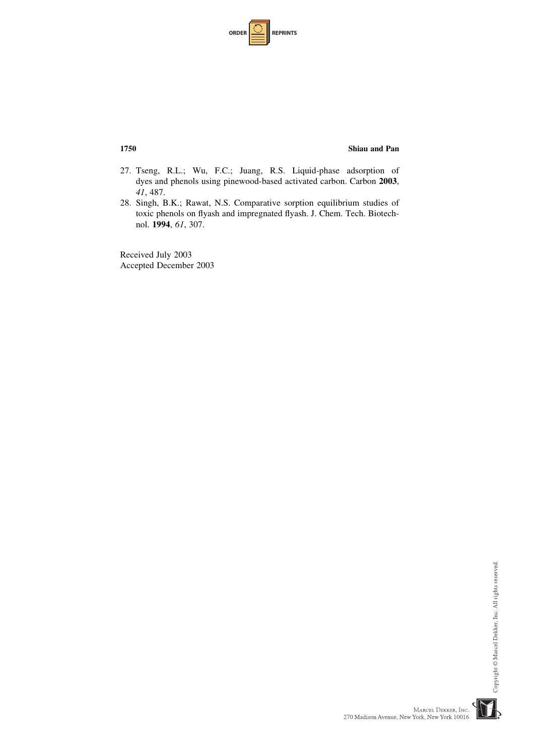27. Tseng, R.L.; Wu, F.C.; Juang, R.S. Liquid-phase adsorption of dyes and phenols using pinewood-based activated carbon. Carbon **2003**, *41*, 487.
28. Singh, B.K.; Rawat, N.S. Comparative sorption equilibrium studies of toxic phenols on flyash and impregnated flyash. J. Chem. Tech. Biotechnol. **1994**, *61*, 307.

Received July 2003
Accepted December 2003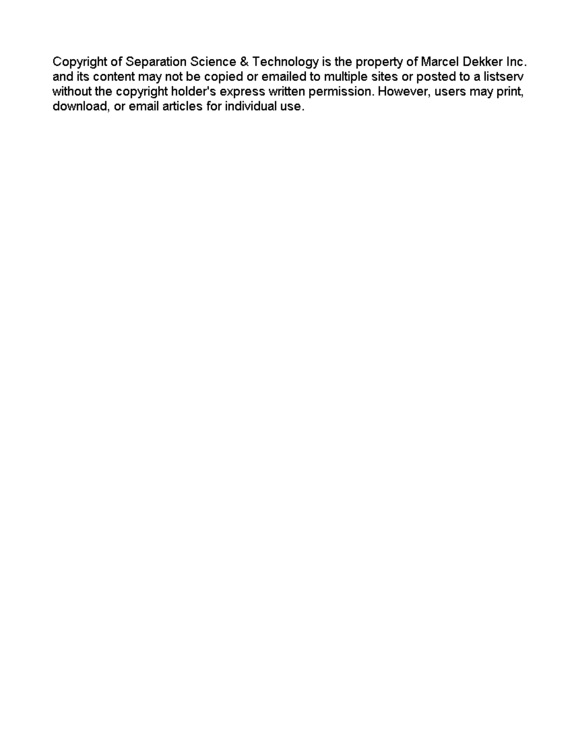Copyright of Separation Science & Technology is the property of Marcel Dekker Inc. and its content may not be copied or emailed to multiple sites or posted to a listserv without the copyright holder's express written permission. However, users may print, download, or email articles for individual use.